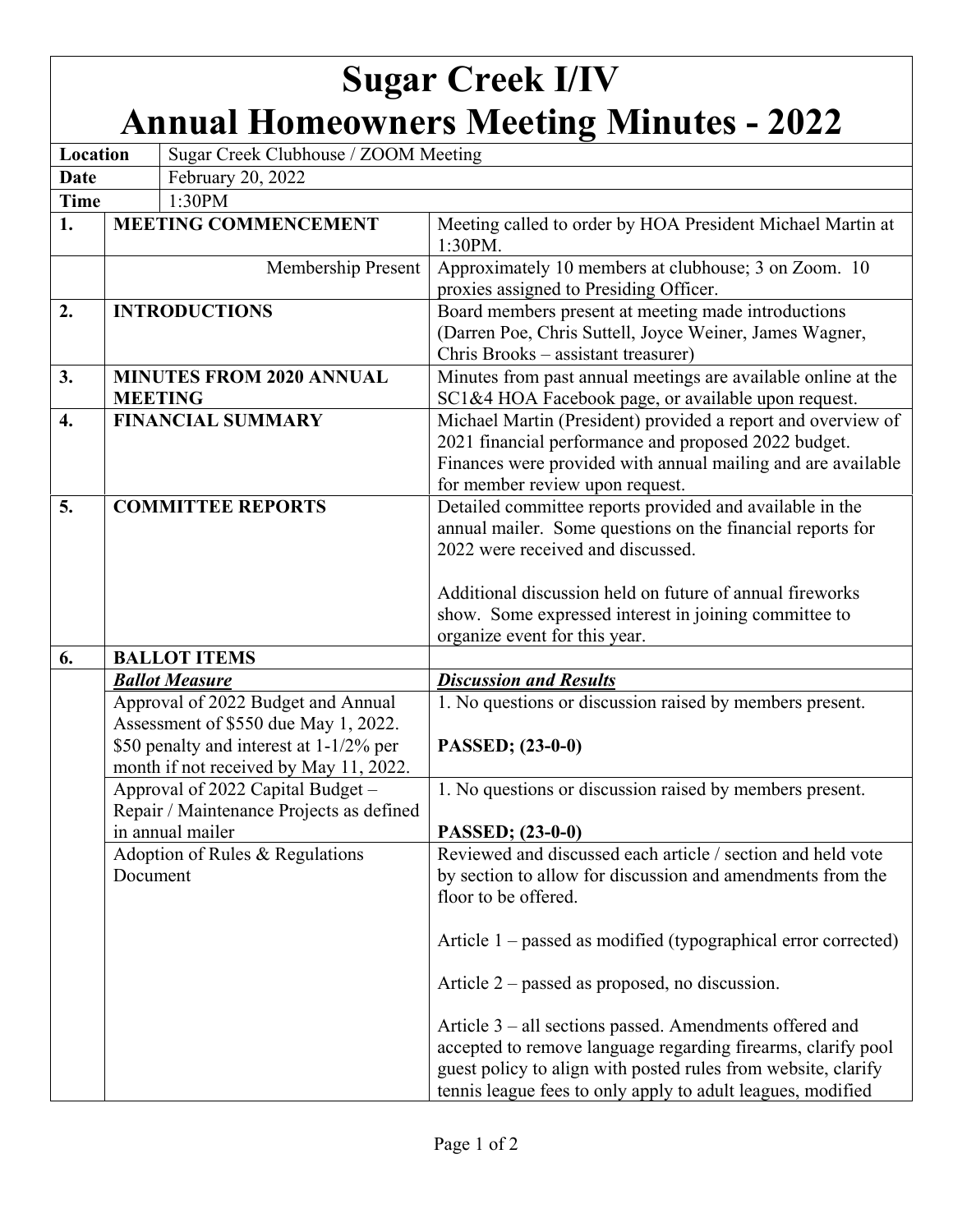# Sugar Creek I/IV
# Annual Homeowners Meeting Minutes - 2022

| | |
|---|---|
| **Location** | Sugar Creek Clubhouse / ZOOM Meeting |
| **Date** | February 20, 2022 |
| **Time** | 1:30PM |

| | | |
|---|---|---|
| **1.** | **MEETING COMMENCEMENT** | Meeting called to order by HOA President Michael Martin at 1:30PM. |
| | Membership Present | Approximately 10 members at clubhouse; 3 on Zoom. 10 proxies assigned to Presiding Officer. |
| **2.** | **INTRODUCTIONS** | Board members present at meeting made introductions (Darren Poe, Chris Suttell, Joyce Weiner, James Wagner, Chris Brooks – assistant treasurer) |
| **3.** | **MINUTES FROM 2020 ANNUAL MEETING** | Minutes from past annual meetings are available online at the SC1&4 HOA Facebook page, or available upon request. |
| **4.** | **FINANCIAL SUMMARY** | Michael Martin (President) provided a report and overview of 2021 financial performance and proposed 2022 budget. Finances were provided with annual mailing and are available for member review upon request. |
| **5.** | **COMMITTEE REPORTS** | Detailed committee reports provided and available in the annual mailer. Some questions on the financial reports for 2022 were received and discussed.<br><br>Additional discussion held on future of annual fireworks show. Some expressed interest in joining committee to organize event for this year. |
| **6.** | **BALLOT ITEMS** | |
| | ***Ballot Measure*** | ***Discussion and Results*** |
| | Approval of 2022 Budget and Annual Assessment of $550 due May 1, 2022. $50 penalty and interest at 1-1/2% per month if not received by May 11, 2022. | 1. No questions or discussion raised by members present.<br><br>**PASSED; (23-0-0)** |
| | Approval of 2022 Capital Budget – Repair / Maintenance Projects as defined in annual mailer | 1. No questions or discussion raised by members present.<br><br>**PASSED; (23-0-0)** |
| | Adoption of Rules & Regulations Document | Reviewed and discussed each article / section and held vote by section to allow for discussion and amendments from the floor to be offered.<br><br>Article 1 – passed as modified (typographical error corrected)<br><br>Article 2 – passed as proposed, no discussion.<br><br>Article 3 – all sections passed. Amendments offered and accepted to remove language regarding firearms, clarify pool guest policy to align with posted rules from website, clarify tennis league fees to only apply to adult leagues, modified |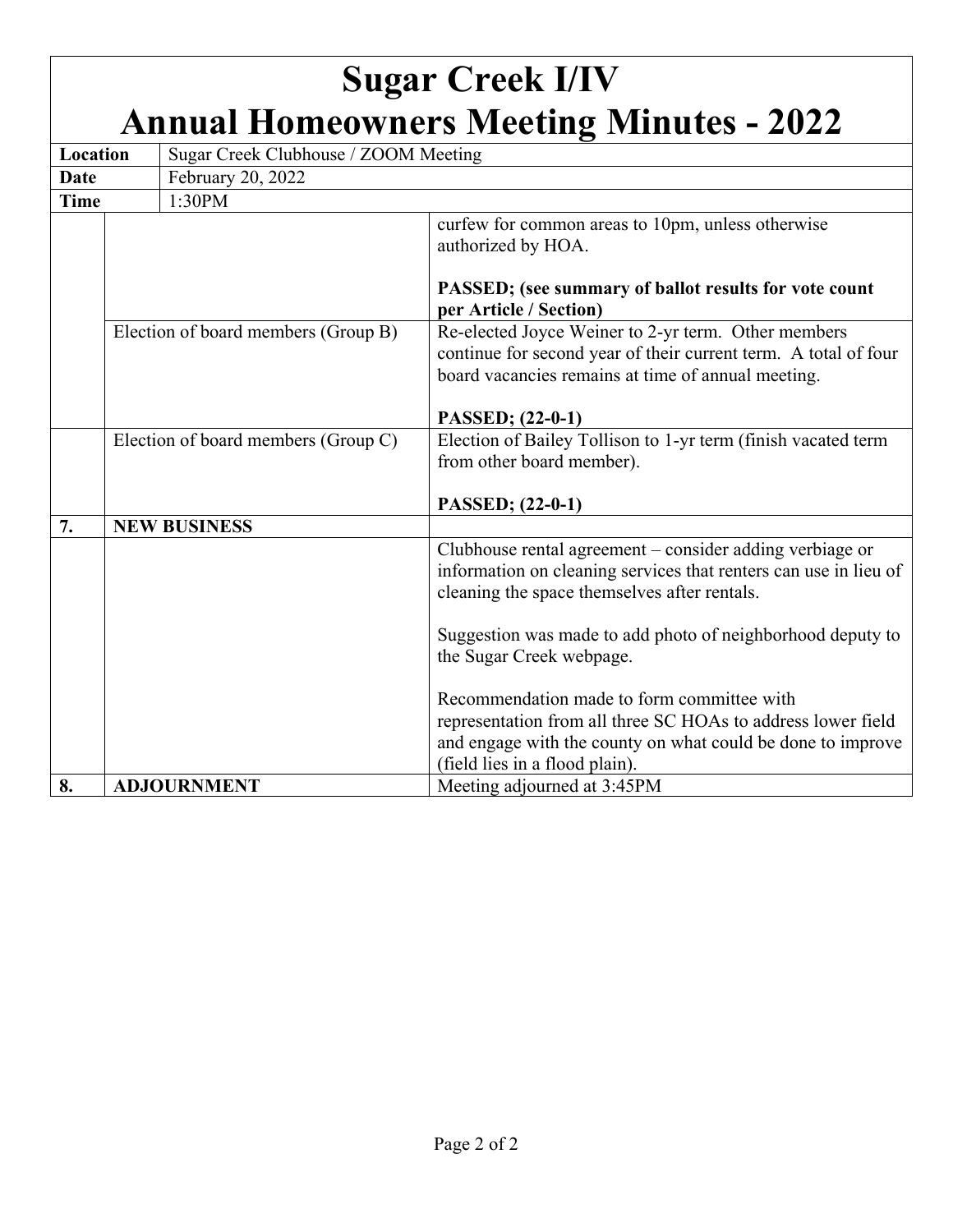# Sugar Creek I/IV
# Annual Homeowners Meeting Minutes - 2022

| | | |
|---|---|---|
| **Location** | Sugar Creek Clubhouse / ZOOM Meeting | |
| **Date** | February 20, 2022 | |
| **Time** | 1:30PM | |
| | | curfew for common areas to 10pm, unless otherwise authorized by HOA.<br><br>**PASSED; (see summary of ballot results for vote count per Article / Section)** |
| | Election of board members (Group B) | Re-elected Joyce Weiner to 2-yr term. Other members continue for second year of their current term. A total of four board vacancies remains at time of annual meeting.<br><br>**PASSED; (22-0-1)** |
| | Election of board members (Group C) | Election of Bailey Tollison to 1-yr term (finish vacated term from other board member).<br><br>**PASSED; (22-0-1)** |
| **7.** | **NEW BUSINESS** | |
| | | Clubhouse rental agreement – consider adding verbiage or information on cleaning services that renters can use in lieu of cleaning the space themselves after rentals.<br><br>Suggestion was made to add photo of neighborhood deputy to the Sugar Creek webpage.<br><br>Recommendation made to form committee with representation from all three SC HOAs to address lower field and engage with the county on what could be done to improve (field lies in a flood plain). |
| **8.** | **ADJOURNMENT** | Meeting adjourned at 3:45PM |